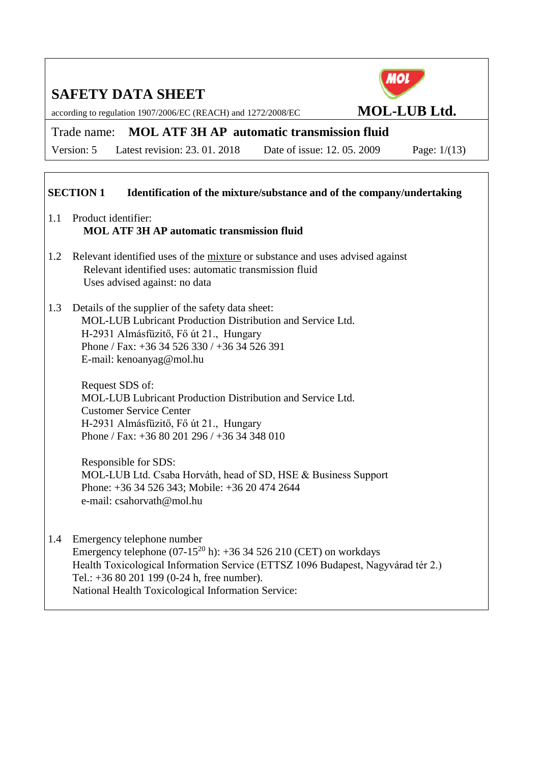# SAFETY DATA SHEET

according to regulation 1907/2006/EC (REACH) and 1272/2008/EC

**MOL-LUB Ltd.**

Trade name: **MOL ATF 3H AP automatic transmission fluid**

Version: 5 Latest revision: 23. 01. 2018 Date of issue: 12. 05. 2009

## SECTION 1 Identification of the mixture/substance and of the company/undertaking

1.1 Product identifier:
**MOL ATF 3H AP automatic transmission fluid**

1.2 Relevant identified uses of the mixture or substance and uses advised against
Relevant identified uses: automatic transmission fluid
Uses advised against: no data

1.3 Details of the supplier of the safety data sheet:
MOL-LUB Lubricant Production Distribution and Service Ltd.
H-2931 Almásfüzitő, Fő út 21., Hungary
Phone / Fax: +36 34 526 330 / +36 34 526 391
E-mail: kenoanyag@mol.hu

Request SDS of:
MOL-LUB Lubricant Production Distribution and Service Ltd.
Customer Service Center
H-2931 Almásfüzitő, Fő út 21., Hungary
Phone / Fax: +36 80 201 296 / +36 34 348 010

Responsible for SDS:
MOL-LUB Ltd. Csaba Horváth, head of SD, HSE & Business Support
Phone: +36 34 526 343; Mobile: +36 20 474 2644
e-mail: csahorvath@mol.hu

1.4 Emergency telephone number
Emergency telephone (07-15[20] h): +36 34 526 210 (CET) on workdays
Health Toxicological Information Service (ETTSZ 1096 Budapest, Nagyvárad tér 2.)
Tel.: +36 80 201 199 (0-24 h, free number).
National Health Toxicological Information Service: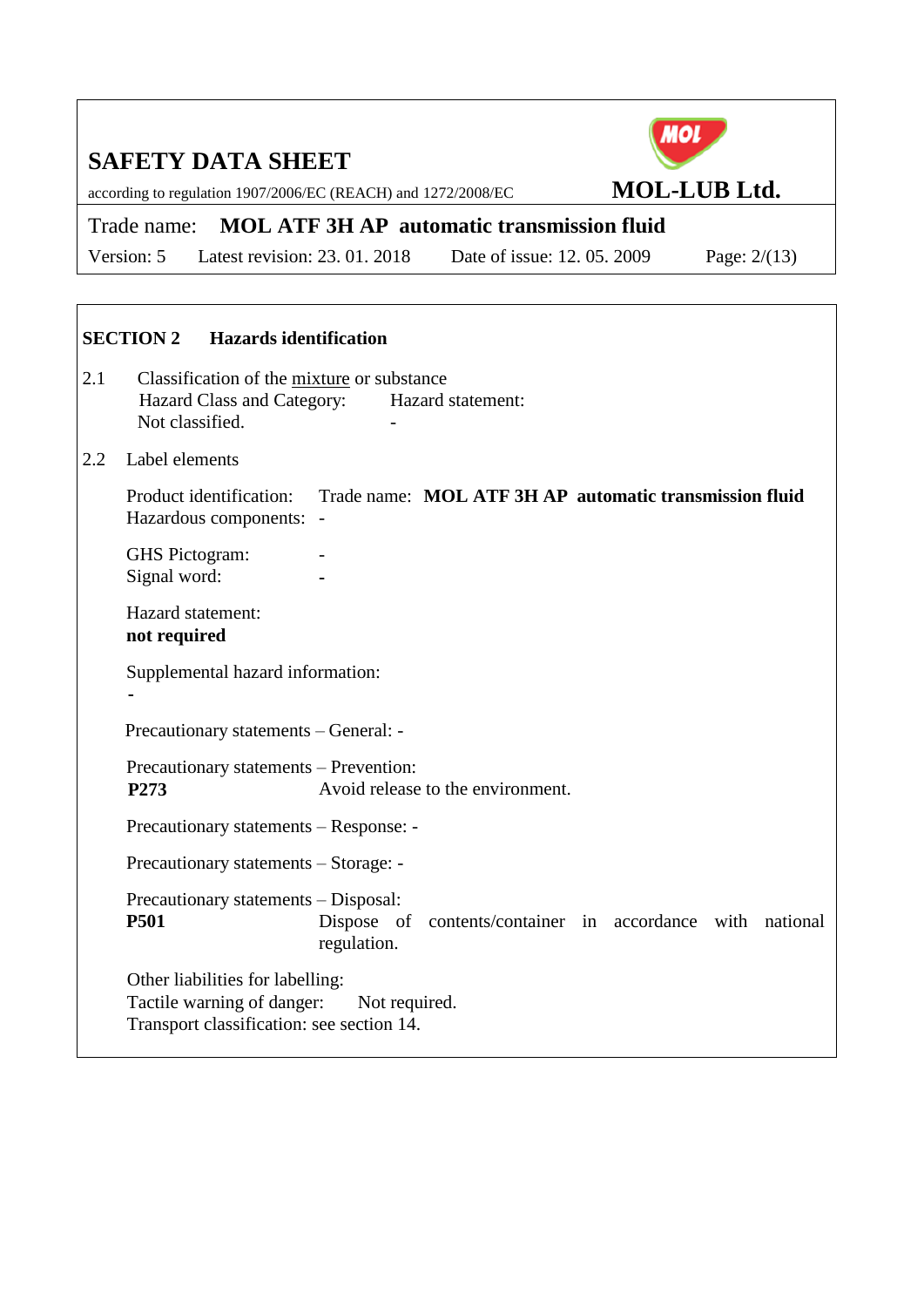## SECTION 2 Hazards identification

2.1 Classification of the mixture or substance

| Hazard Class and Category: | Hazard statement: |
|---|---|
| Not classified. | - |

2.2 Label elements

Product identification: Trade name: **MOL ATF 3H AP automatic transmission fluid**
Hazardous components: -

GHS Pictogram: -
Signal word: -

Hazard statement:
**not required**

Supplemental hazard information:
-

Precautionary statements – General: -

Precautionary statements – Prevention:
**P273** Avoid release to the environment.

Precautionary statements – Response: -

Precautionary statements – Storage: -

Precautionary statements – Disposal:
**P501** Dispose of contents/container in accordance with national regulation.

Other liabilities for labelling:
Tactile warning of danger: Not required.
Transport classification: see section 14.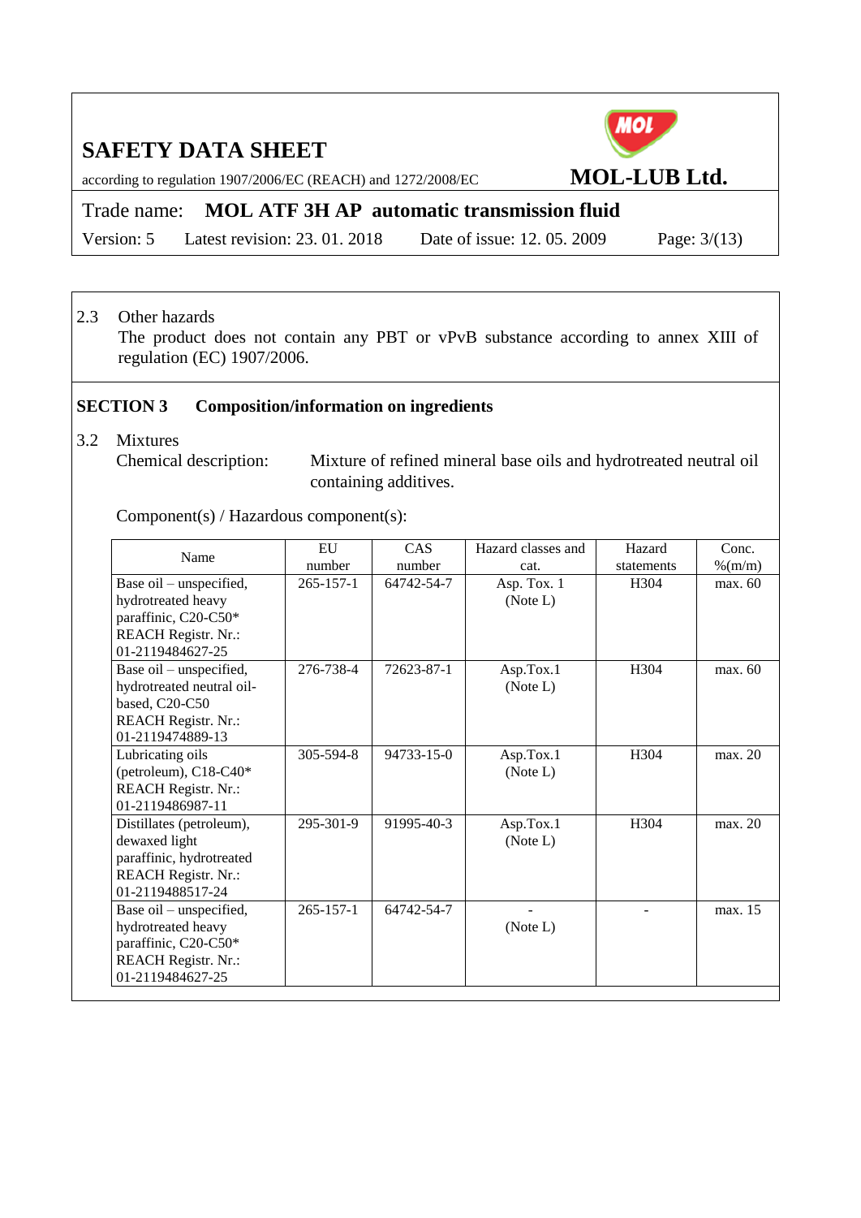2.3 Other hazards

The product does not contain any PBT or vPvB substance according to annex XIII of regulation (EC) 1907/2006.

## SECTION 3 Composition/information on ingredients

3.2 Mixtures

Chemical description: Mixture of refined mineral base oils and hydrotreated neutral oil containing additives.

Component(s) / Hazardous component(s):

| Name | EU number | CAS number | Hazard classes and cat. | Hazard statements | Conc. %(m/m) |
|---|---|---|---|---|---|
| Base oil – unspecified, hydrotreated heavy paraffinic, C20-C50* REACH Registr. Nr.: 01-2119484627-25 | 265-157-1 | 64742-54-7 | Asp. Tox. 1 (Note L) | H304 | max. 60 |
| Base oil – unspecified, hydrotreated neutral oil-based, C20-C50 REACH Registr. Nr.: 01-2119474889-13 | 276-738-4 | 72623-87-1 | Asp.Tox.1 (Note L) | H304 | max. 60 |
| Lubricating oils (petroleum), C18-C40* REACH Registr. Nr.: 01-2119486987-11 | 305-594-8 | 94733-15-0 | Asp.Tox.1 (Note L) | H304 | max. 20 |
| Distillates (petroleum), dewaxed light paraffinic, hydrotreated REACH Registr. Nr.: 01-2119488517-24 | 295-301-9 | 91995-40-3 | Asp.Tox.1 (Note L) | H304 | max. 20 |
| Base oil – unspecified, hydrotreated heavy paraffinic, C20-C50* REACH Registr. Nr.: 01-2119484627-25 | 265-157-1 | 64742-54-7 | - (Note L) | - | max. 15 |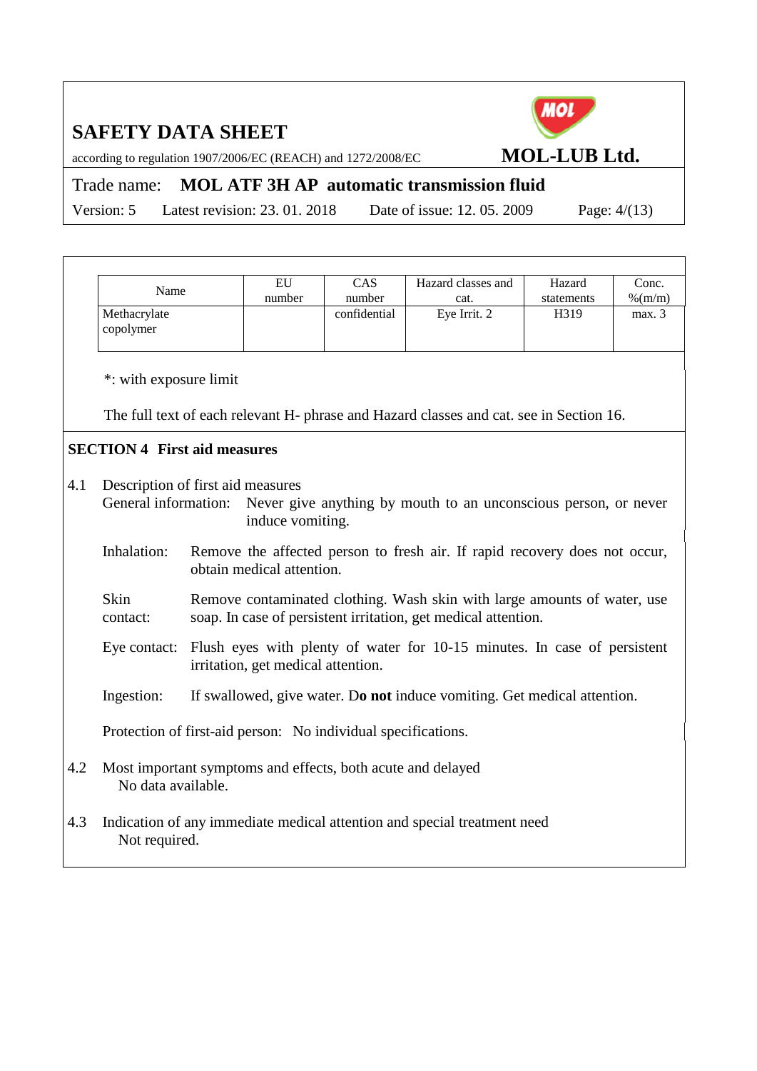| Name | EU number | CAS number | Hazard classes and cat. | Hazard statements | Conc. %(m/m) |
| --- | --- | --- | --- | --- | --- |
| Methacrylate copolymer | | confidential | Eye Irrit. 2 | H319 | max. 3 |

*: with exposure limit

The full text of each relevant H- phrase and Hazard classes and cat. see in Section 16.

## SECTION 4 First aid measures

4.1 Description of first aid measures

General information: Never give anything by mouth to an unconscious person, or never induce vomiting.

Inhalation: Remove the affected person to fresh air. If rapid recovery does not occur, obtain medical attention.

Skin contact: Remove contaminated clothing. Wash skin with large amounts of water, use soap. In case of persistent irritation, get medical attention.

Eye contact: Flush eyes with plenty of water for 10-15 minutes. In case of persistent irritation, get medical attention.

Ingestion: If swallowed, give water. D**o not** induce vomiting. Get medical attention.

Protection of first-aid person: No individual specifications.

4.2 Most important symptoms and effects, both acute and delayed

No data available.

4.3 Indication of any immediate medical attention and special treatment need

Not required.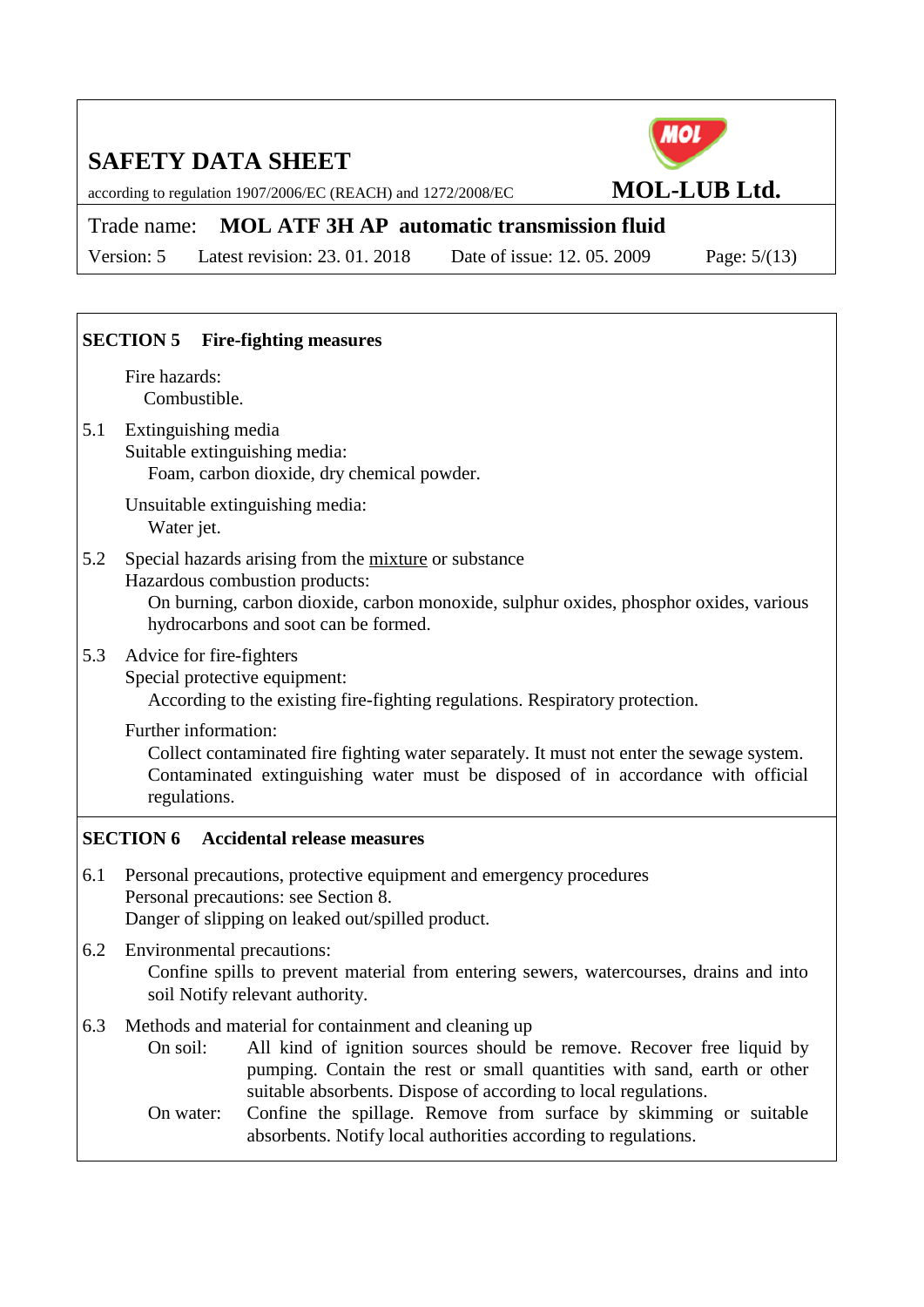## SECTION 5 Fire-fighting measures

Fire hazards:
Combustible.

5.1 Extinguishing media

Suitable extinguishing media:
Foam, carbon dioxide, dry chemical powder.

Unsuitable extinguishing media:
Water jet.

5.2 Special hazards arising from the mixture or substance

Hazardous combustion products:
On burning, carbon dioxide, carbon monoxide, sulphur oxides, phosphor oxides, various hydrocarbons and soot can be formed.

5.3 Advice for fire-fighters

Special protective equipment:
According to the existing fire-fighting regulations. Respiratory protection.

Further information:
Collect contaminated fire fighting water separately. It must not enter the sewage system. Contaminated extinguishing water must be disposed of in accordance with official regulations.

## SECTION 6 Accidental release measures

6.1 Personal precautions, protective equipment and emergency procedures

Personal precautions: see Section 8.
Danger of slipping on leaked out/spilled product.

6.2 Environmental precautions:

Confine spills to prevent material from entering sewers, watercourses, drains and into soil Notify relevant authority.

6.3 Methods and material for containment and cleaning up

On soil: All kind of ignition sources should be remove. Recover free liquid by pumping. Contain the rest or small quantities with sand, earth or other suitable absorbents. Dispose of according to local regulations.

On water: Confine the spillage. Remove from surface by skimming or suitable absorbents. Notify local authorities according to regulations.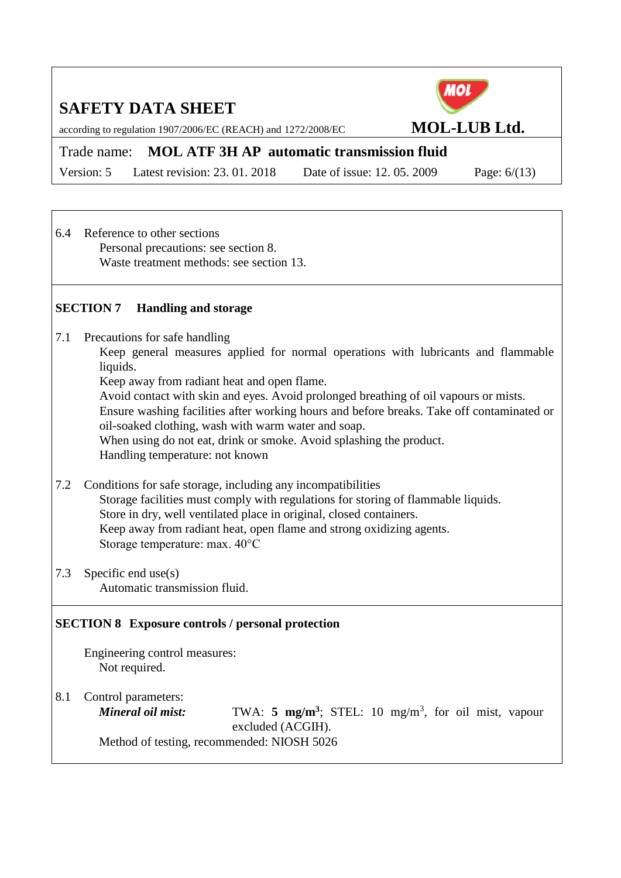6.4 Reference to other sections

Personal precautions: see section 8.
Waste treatment methods: see section 13.

## SECTION 7 Handling and storage

7.1 Precautions for safe handling

Keep general measures applied for normal operations with lubricants and flammable liquids.
Keep away from radiant heat and open flame.
Avoid contact with skin and eyes. Avoid prolonged breathing of oil vapours or mists.
Ensure washing facilities after working hours and before breaks. Take off contaminated or oil-soaked clothing, wash with warm water and soap.
When using do not eat, drink or smoke. Avoid splashing the product.
Handling temperature: not known

7.2 Conditions for safe storage, including any incompatibilities

Storage facilities must comply with regulations for storing of flammable liquids.
Store in dry, well ventilated place in original, closed containers.
Keep away from radiant heat, open flame and strong oxidizing agents.
Storage temperature: max. 40°C

7.3 Specific end use(s)

Automatic transmission fluid.

## SECTION 8 Exposure controls / personal protection

Engineering control measures:
Not required.

8.1 Control parameters:

***Mineral oil mist:*** TWA: **5 mg/m$^3$**; STEL: 10 mg/m$^3$, for oil mist, vapour excluded (ACGIH).

Method of testing, recommended: NIOSH 5026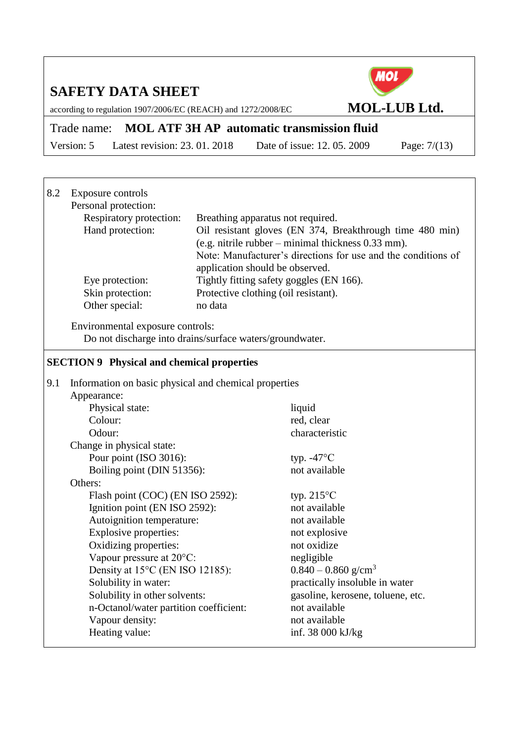8.2 Exposure controls

Personal protection:

| | |
|---|---|
| Respiratory protection: | Breathing apparatus not required. |
| Hand protection: | Oil resistant gloves (EN 374, Breakthrough time 480 min) (e.g. nitrile rubber – minimal thickness 0.33 mm). Note: Manufacturer's directions for use and the conditions of application should be observed. |
| Eye protection: | Tightly fitting safety goggles (EN 166). |
| Skin protection: | Protective clothing (oil resistant). |
| Other special: | no data |

Environmental exposure controls:

Do not discharge into drains/surface waters/groundwater.

## SECTION 9 Physical and chemical properties

9.1 Information on basic physical and chemical properties

| Property | Value |
|---|---|
| **Appearance:** | |
| Physical state: | liquid |
| Colour: | red, clear |
| Odour: | characteristic |
| **Change in physical state:** | |
| Pour point (ISO 3016): | typ. -47°C |
| Boiling point (DIN 51356): | not available |
| **Others:** | |
| Flash point (COC) (EN ISO 2592): | typ. 215°C |
| Ignition point (EN ISO 2592): | not available |
| Autoignition temperature: | not available |
| Explosive properties: | not explosive |
| Oxidizing properties: | not oxidize |
| Vapour pressure at 20°C: | negligible |
| Density at 15°C (EN ISO 12185): | 0.840 – 0.860 g/cm$^3$ |
| Solubility in water: | practically insoluble in water |
| Solubility in other solvents: | gasoline, kerosene, toluene, etc. |
| n-Octanol/water partition coefficient: | not available |
| Vapour density: | not available |
| Heating value: | inf. 38 000 kJ/kg |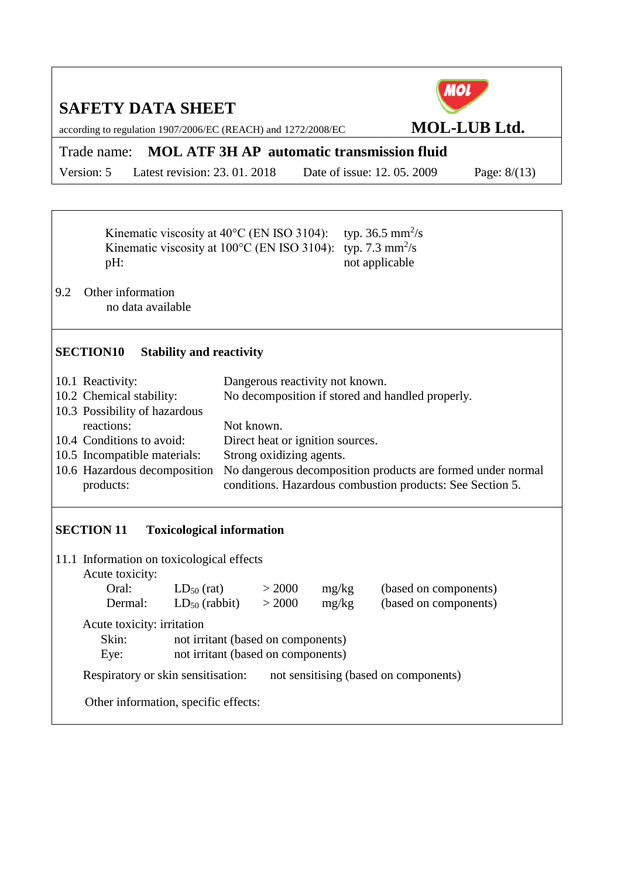Kinematic viscosity at 40°C (EN ISO 3104): typ. 36.5 $mm^2/s$
Kinematic viscosity at 100°C (EN ISO 3104): typ. 7.3 $mm^2/s$
pH: not applicable

9.2 Other information
no data available

## SECTION10 Stability and reactivity

| | |
|---|---|
| 10.1 Reactivity: | Dangerous reactivity not known. |
| 10.2 Chemical stability: | No decomposition if stored and handled properly. |
| 10.3 Possibility of hazardous reactions: | Not known. |
| 10.4 Conditions to avoid: | Direct heat or ignition sources. |
| 10.5 Incompatible materials: | Strong oxidizing agents. |
| 10.6 Hazardous decomposition products: | No dangerous decomposition products are formed under normal conditions. Hazardous combustion products: See Section 5. |

## SECTION 11 Toxicological information

11.1 Information on toxicological effects

Acute toxicity:

| | | | | |
|---|---|---|---|---|
| Oral: | $LD_{50}$ (rat) | > 2000 | mg/kg | (based on components) |
| Dermal: | $LD_{50}$ (rabbit) | > 2000 | mg/kg | (based on components) |

Acute toxicity: irritation

Skin: not irritant (based on components)
Eye: not irritant (based on components)

Respiratory or skin sensitisation: not sensitising (based on components)

Other information, specific effects: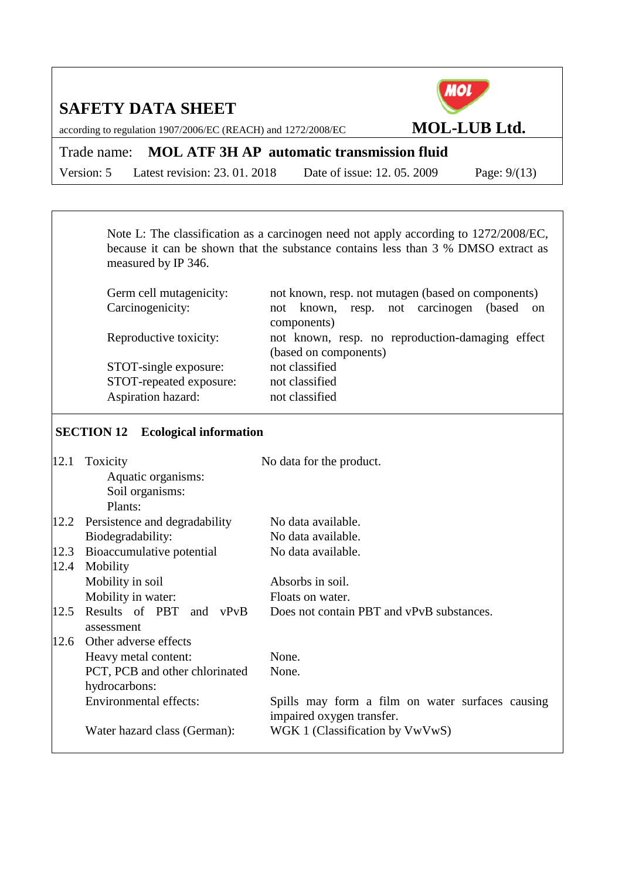Note L: The classification as a carcinogen need not apply according to 1272/2008/EC, because it can be shown that the substance contains less than 3 % DMSO extract as measured by IP 346.

| | |
|---|---|
| Germ cell mutagenicity: | not known, resp. not mutagen (based on components) |
| Carcinogenicity: | not known, resp. not carcinogen (based on components) |
| Reproductive toxicity: | not known, resp. no reproduction-damaging effect (based on components) |
| STOT-single exposure: | not classified |
| STOT-repeated exposure: | not classified |
| Aspiration hazard: | not classified |

## SECTION 12 Ecological information

| | | |
|---|---|---|
| 12.1 | Toxicity | No data for the product. |
| | Aquatic organisms: | |
| | Soil organisms: | |
| | Plants: | |
| 12.2 | Persistence and degradability | No data available. |
| | Biodegradability: | No data available. |
| 12.3 | Bioaccumulative potential | No data available. |
| 12.4 | Mobility | |
| | Mobility in soil | Absorbs in soil. |
| | Mobility in water: | Floats on water. |
| 12.5 | Results of PBT and vPvB assessment | Does not contain PBT and vPvB substances. |
| 12.6 | Other adverse effects | |
| | Heavy metal content: | None. |
| | PCT, PCB and other chlorinated hydrocarbons: | None. |
| | Environmental effects: | Spills may form a film on water surfaces causing impaired oxygen transfer. |
| | Water hazard class (German): | WGK 1 (Classification by VwVwS) |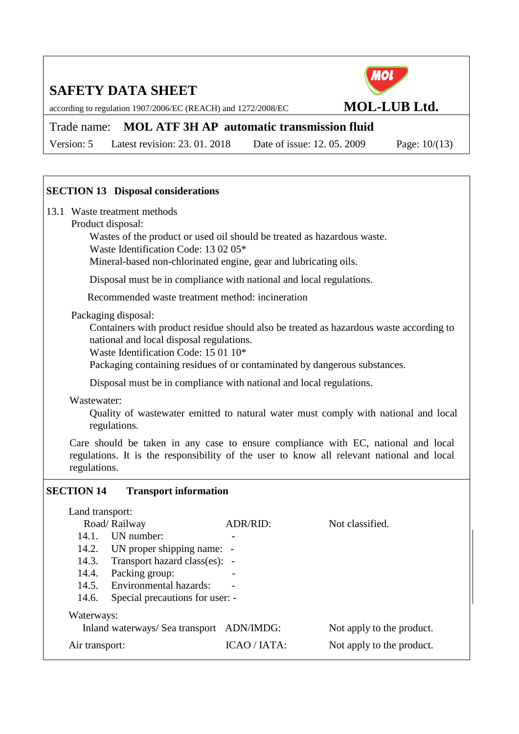## SECTION 13 Disposal considerations

13.1 Waste treatment methods

Product disposal:

Wastes of the product or used oil should be treated as hazardous waste.
Waste Identification Code: 13 02 05*
Mineral-based non-chlorinated engine, gear and lubricating oils.

Disposal must be in compliance with national and local regulations.

Recommended waste treatment method: incineration

Packaging disposal:

Containers with product residue should also be treated as hazardous waste according to national and local disposal regulations.
Waste Identification Code: 15 01 10*
Packaging containing residues of or contaminated by dangerous substances.

Disposal must be in compliance with national and local regulations.

Wastewater:

Quality of wastewater emitted to natural water must comply with national and local regulations.

Care should be taken in any case to ensure compliance with EC, national and local regulations. It is the responsibility of the user to know all relevant national and local regulations.

## SECTION 14 Transport information

Land transport:

| Road/ Railway | ADR/RID: | Not classified. |
|---|---|---|
| 14.1. UN number: | - | |
| 14.2. UN proper shipping name: | - | |
| 14.3. Transport hazard class(es): | - | |
| 14.4. Packing group: | - | |
| 14.5. Environmental hazards: | - | |
| 14.6. Special precautions for user: | - | |

Waterways:

| Inland waterways/ Sea transport | ADN/IMDG: | Not apply to the product. |
|---|---|---|
| Air transport: | ICAO / IATA: | Not apply to the product. |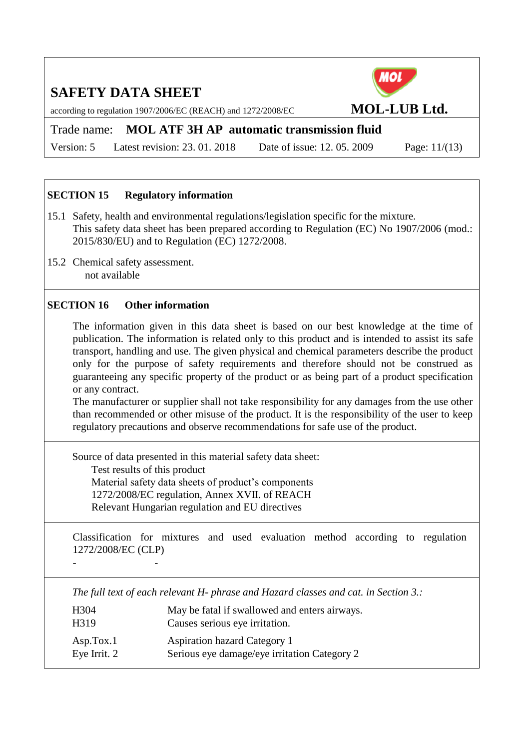## SECTION 15 Regulatory information

15.1 Safety, health and environmental regulations/legislation specific for the mixture.
This safety data sheet has been prepared according to Regulation (EC) No 1907/2006 (mod.: 2015/830/EU) and to Regulation (EC) 1272/2008.

15.2 Chemical safety assessment.
not available

## SECTION 16 Other information

The information given in this data sheet is based on our best knowledge at the time of publication. The information is related only to this product and is intended to assist its safe transport, handling and use. The given physical and chemical parameters describe the product only for the purpose of safety requirements and therefore should not be construed as guaranteeing any specific property of the product or as being part of a product specification or any contract.
The manufacturer or supplier shall not take responsibility for any damages from the use other than recommended or other misuse of the product. It is the responsibility of the user to keep regulatory precautions and observe recommendations for safe use of the product.

Source of data presented in this material safety data sheet:
- Test results of this product
- Material safety data sheets of product's components
- 1272/2008/EC regulation, Annex XVII. of REACH
- Relevant Hungarian regulation and EU directives

Classification for mixtures and used evaluation method according to regulation 1272/2008/EC (CLP)

| - | - |
|---|---|

*The full text of each relevant H- phrase and Hazard classes and cat. in Section 3.:*

| | |
|---|---|
| H304 | May be fatal if swallowed and enters airways. |
| H319 | Causes serious eye irritation. |
| Asp.Tox.1 | Aspiration hazard Category 1 |
| Eye Irrit. 2 | Serious eye damage/eye irritation Category 2 |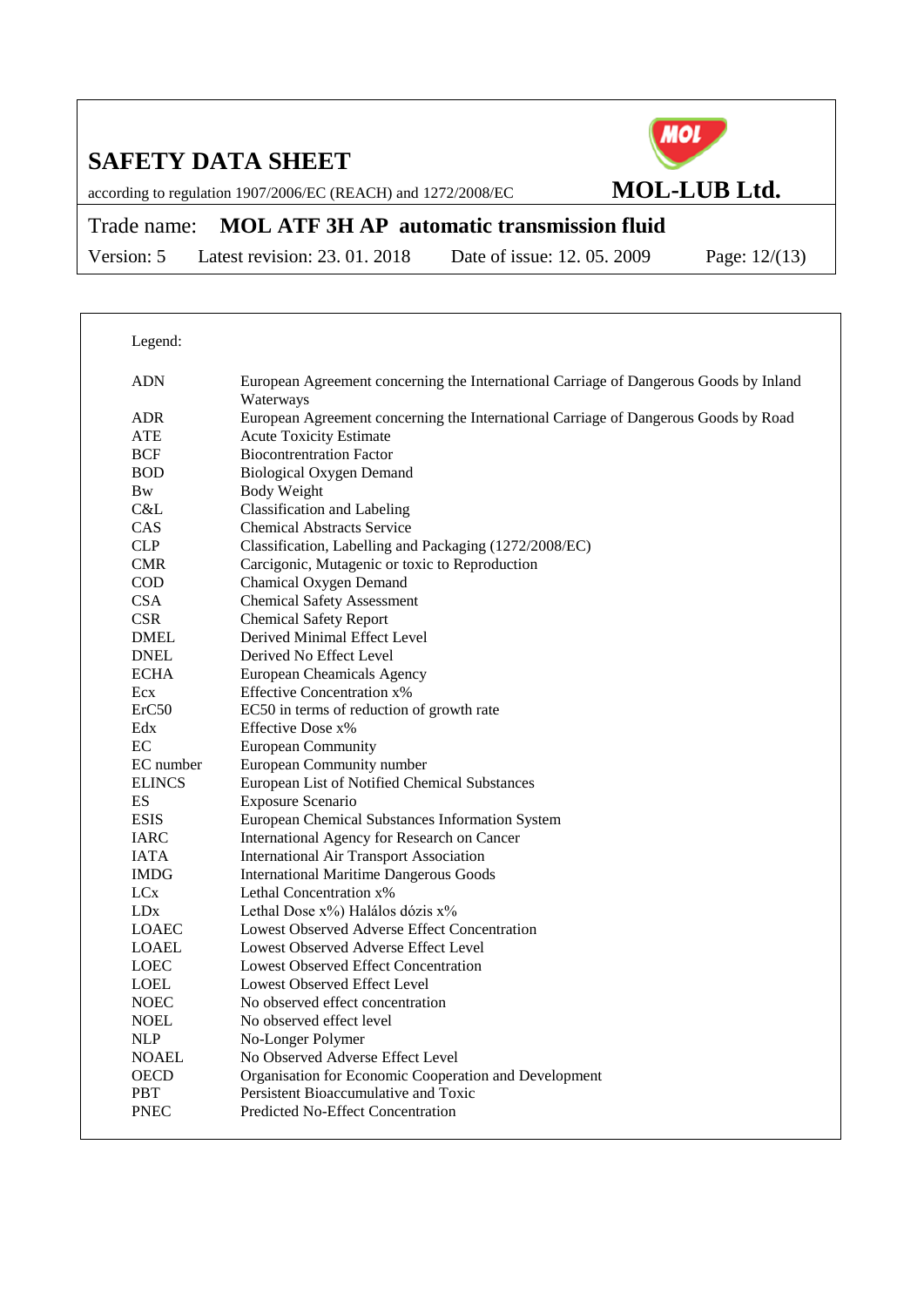Legend:

| | |
|---|---|
| ADN | European Agreement concerning the International Carriage of Dangerous Goods by Inland Waterways |
| ADR | European Agreement concerning the International Carriage of Dangerous Goods by Road |
| ATE | Acute Toxicity Estimate |
| BCF | Biocontrentration Factor |
| BOD | Biological Oxygen Demand |
| Bw | Body Weight |
| C&L | Classification and Labeling |
| CAS | Chemical Abstracts Service |
| CLP | Classification, Labelling and Packaging (1272/2008/EC) |
| CMR | Carcigonic, Mutagenic or toxic to Reproduction |
| COD | Chamical Oxygen Demand |
| CSA | Chemical Safety Assessment |
| CSR | Chemical Safety Report |
| DMEL | Derived Minimal Effect Level |
| DNEL | Derived No Effect Level |
| ECHA | European Cheamicals Agency |
| Ecx | Effective Concentration x% |
| ErC50 | EC50 in terms of reduction of growth rate |
| Edx | Effective Dose x% |
| EC | European Community |
| EC number | European Community number |
| ELINCS | European List of Notified Chemical Substances |
| ES | Exposure Scenario |
| ESIS | European Chemical Substances Information System |
| IARC | International Agency for Research on Cancer |
| IATA | International Air Transport Association |
| IMDG | International Maritime Dangerous Goods |
| LCx | Lethal Concentration x% |
| LDx | Lethal Dose x%) Halálos dózis x% |
| LOAEC | Lowest Observed Adverse Effect Concentration |
| LOAEL | Lowest Observed Adverse Effect Level |
| LOEC | Lowest Observed Effect Concentration |
| LOEL | Lowest Observed Effect Level |
| NOEC | No observed effect concentration |
| NOEL | No observed effect level |
| NLP | No-Longer Polymer |
| NOAEL | No Observed Adverse Effect Level |
| OECD | Organisation for Economic Cooperation and Development |
| PBT | Persistent Bioaccumulative and Toxic |
| PNEC | Predicted No-Effect Concentration |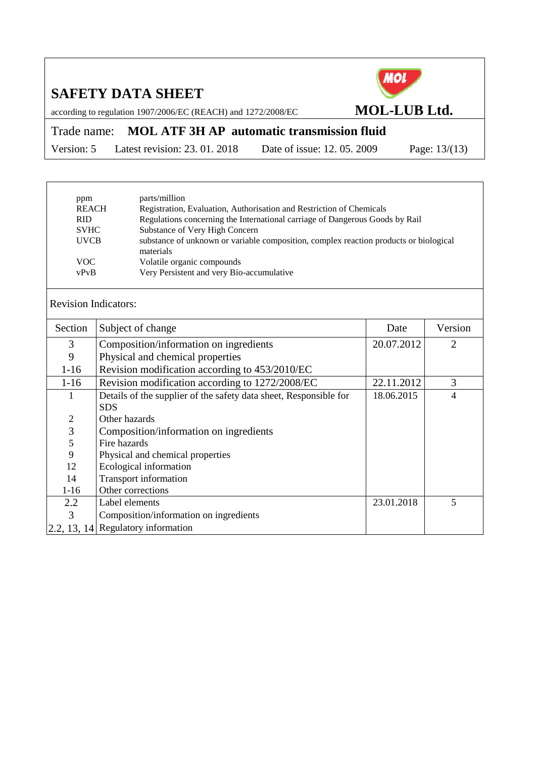| | |
|---|---|
| ppm | parts/million |
| REACH | Registration, Evaluation, Authorisation and Restriction of Chemicals |
| RID | Regulations concerning the International carriage of Dangerous Goods by Rail |
| SVHC | Substance of Very High Concern |
| UVCB | substance of unknown or variable composition, complex reaction products or biological materials |
| VOC | Volatile organic compounds |
| vPvB | Very Persistent and very Bio-accumulative |

Revision Indicators:

| Section | Subject of change | Date | Version |
|---|---|---|---|
| 3 | Composition/information on ingredients | 20.07.2012 | 2 |
| 9 | Physical and chemical properties | | |
| 1-16 | Revision modification according to 453/2010/EC | | |
| 1-16 | Revision modification according to 1272/2008/EC | 22.11.2012 | 3 |
| 1 | Details of the supplier of the safety data sheet, Responsible for SDS | 18.06.2015 | 4 |
| 2 | Other hazards | | |
| 3 | Composition/information on ingredients | | |
| 5 | Fire hazards | | |
| 9 | Physical and chemical properties | | |
| 12 | Ecological information | | |
| 14 | Transport information | | |
| 1-16 | Other corrections | | |
| 2.2 | Label elements | 23.01.2018 | 5 |
| 3 | Composition/information on ingredients | | |
| 2.2, 13, 14 | Regulatory information | | |